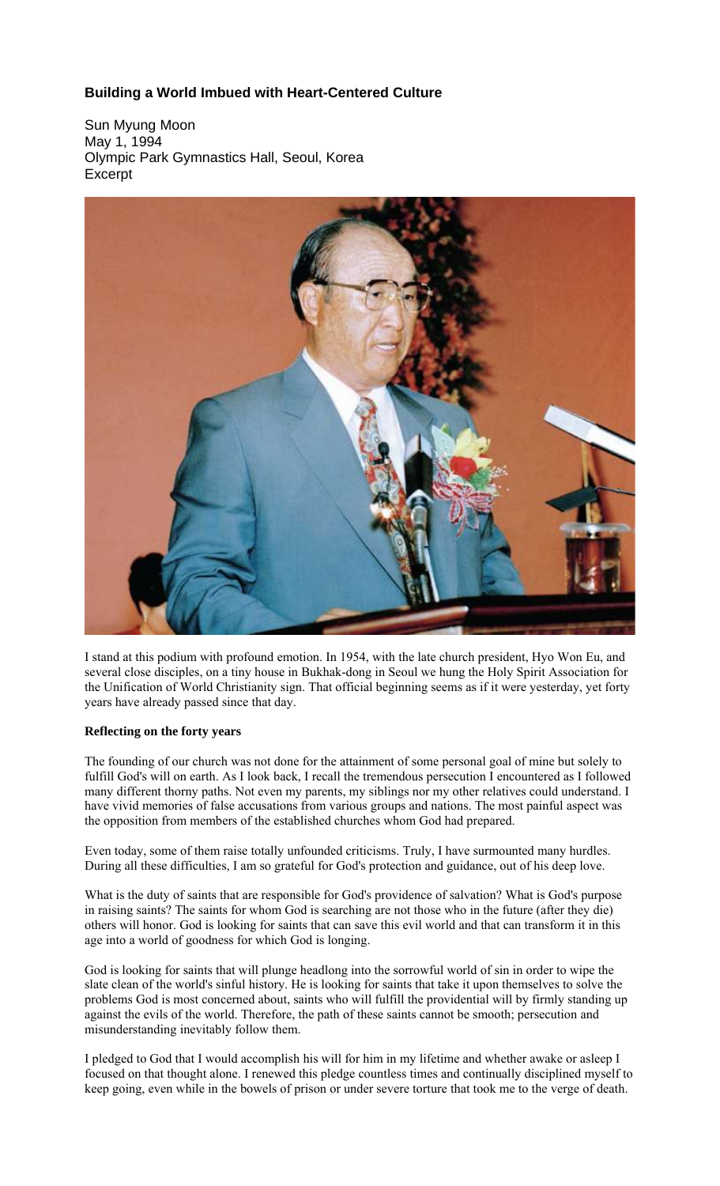## Building a World Imbued with Heart-Centered Culture

Sun Myung Moon
May 1, 1994
Olympic Park Gymnastics Hall, Seoul, Korea
Excerpt

I stand at this podium with profound emotion. In 1954, with the late church president, Hyo Won Eu, and several close disciples, on a tiny house in Bukhak-dong in Seoul we hung the Holy Spirit Association for the Unification of World Christianity sign. That official beginning seems as if it were yesterday, yet forty years have already passed since that day.

**Reflecting on the forty years**

The founding of our church was not done for the attainment of some personal goal of mine but solely to fulfill God's will on earth. As I look back, I recall the tremendous persecution I encountered as I followed many different thorny paths. Not even my parents, my siblings nor my other relatives could understand. I have vivid memories of false accusations from various groups and nations. The most painful aspect was the opposition from members of the established churches whom God had prepared.

Even today, some of them raise totally unfounded criticisms. Truly, I have surmounted many hurdles. During all these difficulties, I am so grateful for God's protection and guidance, out of his deep love.

What is the duty of saints that are responsible for God's providence of salvation? What is God's purpose in raising saints? The saints for whom God is searching are not those who in the future (after they die) others will honor. God is looking for saints that can save this evil world and that can transform it in this age into a world of goodness for which God is longing.

God is looking for saints that will plunge headlong into the sorrowful world of sin in order to wipe the slate clean of the world's sinful history. He is looking for saints that take it upon themselves to solve the problems God is most concerned about, saints who will fulfill the providential will by firmly standing up against the evils of the world. Therefore, the path of these saints cannot be smooth; persecution and misunderstanding inevitably follow them.

I pledged to God that I would accomplish his will for him in my lifetime and whether awake or asleep I focused on that thought alone. I renewed this pledge countless times and continually disciplined myself to keep going, even while in the bowels of prison or under severe torture that took me to the verge of death.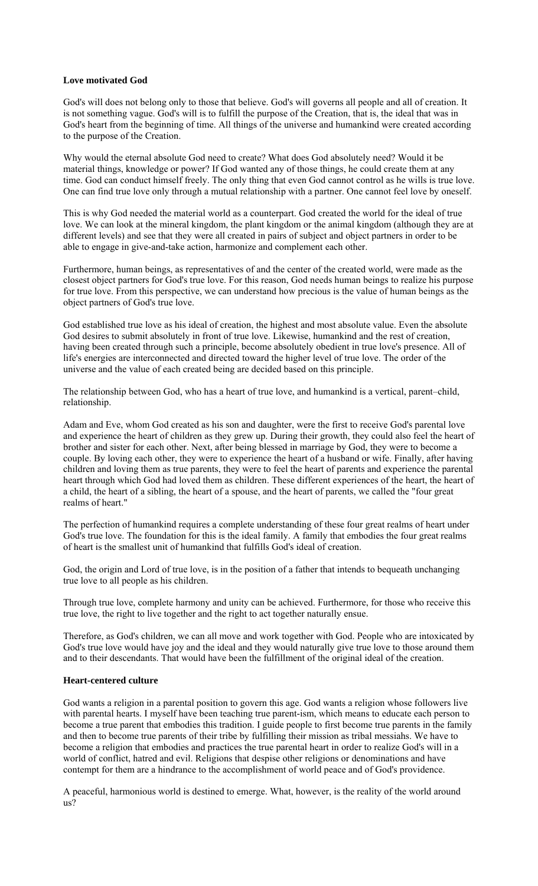**Love motivated God**

God's will does not belong only to those that believe. God's will governs all people and all of creation. It is not something vague. God's will is to fulfill the purpose of the Creation, that is, the ideal that was in God's heart from the beginning of time. All things of the universe and humankind were created according to the purpose of the Creation.

Why would the eternal absolute God need to create? What does God absolutely need? Would it be material things, knowledge or power? If God wanted any of those things, he could create them at any time. God can conduct himself freely. The only thing that even God cannot control as he wills is true love. One can find true love only through a mutual relationship with a partner. One cannot feel love by oneself.

This is why God needed the material world as a counterpart. God created the world for the ideal of true love. We can look at the mineral kingdom, the plant kingdom or the animal kingdom (although they are at different levels) and see that they were all created in pairs of subject and object partners in order to be able to engage in give-and-take action, harmonize and complement each other.

Furthermore, human beings, as representatives of and the center of the created world, were made as the closest object partners for God's true love. For this reason, God needs human beings to realize his purpose for true love. From this perspective, we can understand how precious is the value of human beings as the object partners of God's true love.

God established true love as his ideal of creation, the highest and most absolute value. Even the absolute God desires to submit absolutely in front of true love. Likewise, humankind and the rest of creation, having been created through such a principle, become absolutely obedient in true love's presence. All of life's energies are interconnected and directed toward the higher level of true love. The order of the universe and the value of each created being are decided based on this principle.

The relationship between God, who has a heart of true love, and humankind is a vertical, parent–child, relationship.

Adam and Eve, whom God created as his son and daughter, were the first to receive God's parental love and experience the heart of children as they grew up. During their growth, they could also feel the heart of brother and sister for each other. Next, after being blessed in marriage by God, they were to become a couple. By loving each other, they were to experience the heart of a husband or wife. Finally, after having children and loving them as true parents, they were to feel the heart of parents and experience the parental heart through which God had loved them as children. These different experiences of the heart, the heart of a child, the heart of a sibling, the heart of a spouse, and the heart of parents, we called the "four great realms of heart."

The perfection of humankind requires a complete understanding of these four great realms of heart under God's true love. The foundation for this is the ideal family. A family that embodies the four great realms of heart is the smallest unit of humankind that fulfills God's ideal of creation.

God, the origin and Lord of true love, is in the position of a father that intends to bequeath unchanging true love to all people as his children.

Through true love, complete harmony and unity can be achieved. Furthermore, for those who receive this true love, the right to live together and the right to act together naturally ensue.

Therefore, as God's children, we can all move and work together with God. People who are intoxicated by God's true love would have joy and the ideal and they would naturally give true love to those around them and to their descendants. That would have been the fulfillment of the original ideal of the creation.

**Heart-centered culture**

God wants a religion in a parental position to govern this age. God wants a religion whose followers live with parental hearts. I myself have been teaching true parent-ism, which means to educate each person to become a true parent that embodies this tradition. I guide people to first become true parents in the family and then to become true parents of their tribe by fulfilling their mission as tribal messiahs. We have to become a religion that embodies and practices the true parental heart in order to realize God's will in a world of conflict, hatred and evil. Religions that despise other religions or denominations and have contempt for them are a hindrance to the accomplishment of world peace and of God's providence.

A peaceful, harmonious world is destined to emerge. What, however, is the reality of the world around us?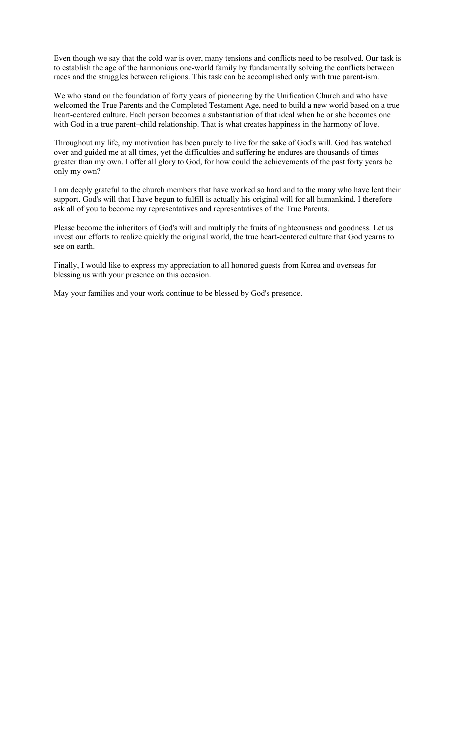Even though we say that the cold war is over, many tensions and conflicts need to be resolved. Our task is to establish the age of the harmonious one-world family by fundamentally solving the conflicts between races and the struggles between religions. This task can be accomplished only with true parent-ism.

We who stand on the foundation of forty years of pioneering by the Unification Church and who have welcomed the True Parents and the Completed Testament Age, need to build a new world based on a true heart-centered culture. Each person becomes a substantiation of that ideal when he or she becomes one with God in a true parent–child relationship. That is what creates happiness in the harmony of love.

Throughout my life, my motivation has been purely to live for the sake of God's will. God has watched over and guided me at all times, yet the difficulties and suffering he endures are thousands of times greater than my own. I offer all glory to God, for how could the achievements of the past forty years be only my own?

I am deeply grateful to the church members that have worked so hard and to the many who have lent their support. God's will that I have begun to fulfill is actually his original will for all humankind. I therefore ask all of you to become my representatives and representatives of the True Parents.

Please become the inheritors of God's will and multiply the fruits of righteousness and goodness. Let us invest our efforts to realize quickly the original world, the true heart-centered culture that God yearns to see on earth.

Finally, I would like to express my appreciation to all honored guests from Korea and overseas for blessing us with your presence on this occasion.

May your families and your work continue to be blessed by God's presence.